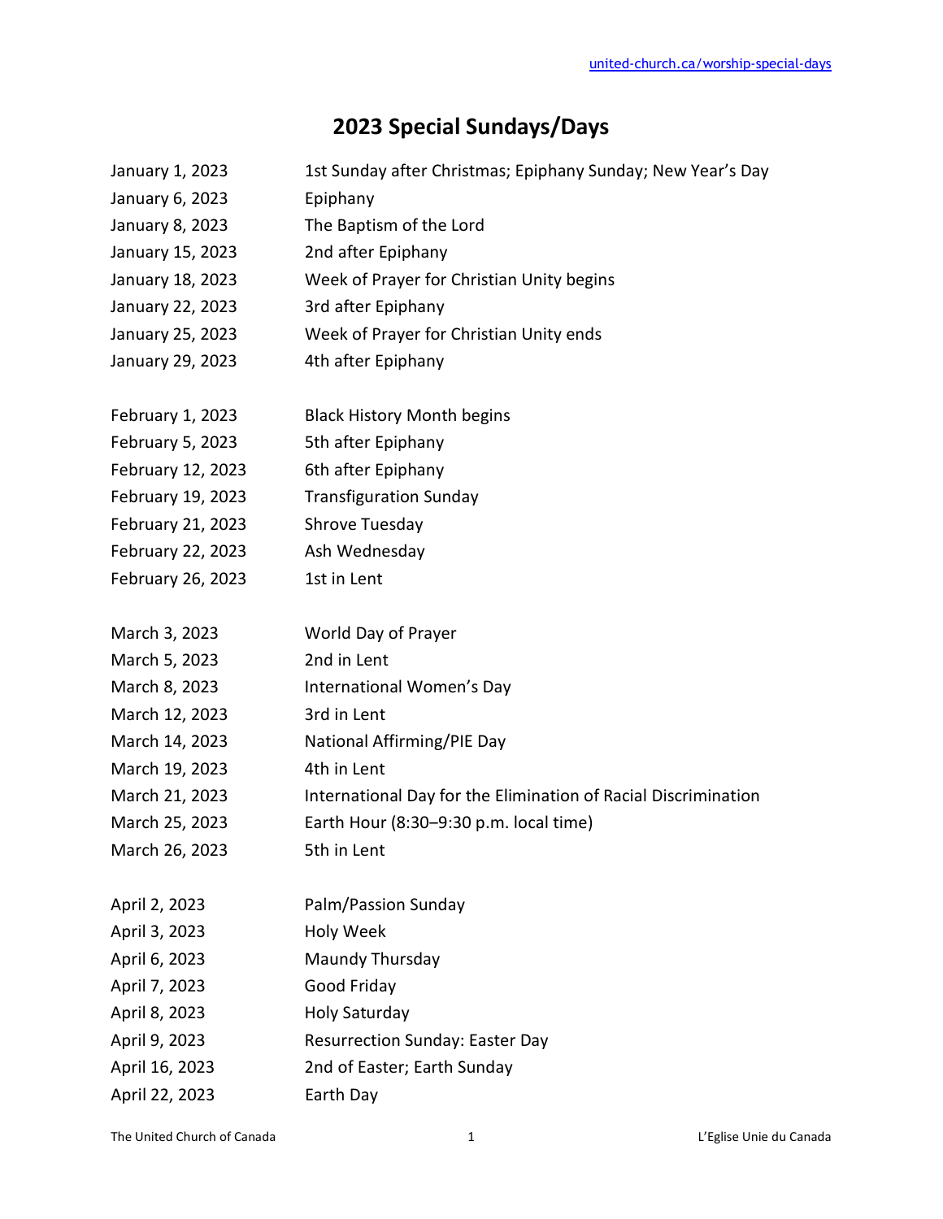# 2023 Special Sundays/Days

| | |
|---|---|
| January 1, 2023 | 1st Sunday after Christmas; Epiphany Sunday; New Year's Day |
| January 6, 2023 | Epiphany |
| January 8, 2023 | The Baptism of the Lord |
| January 15, 2023 | 2nd after Epiphany |
| January 18, 2023 | Week of Prayer for Christian Unity begins |
| January 22, 2023 | 3rd after Epiphany |
| January 25, 2023 | Week of Prayer for Christian Unity ends |
| January 29, 2023 | 4th after Epiphany |
| February 1, 2023 | Black History Month begins |
| February 5, 2023 | 5th after Epiphany |
| February 12, 2023 | 6th after Epiphany |
| February 19, 2023 | Transfiguration Sunday |
| February 21, 2023 | Shrove Tuesday |
| February 22, 2023 | Ash Wednesday |
| February 26, 2023 | 1st in Lent |
| March 3, 2023 | World Day of Prayer |
| March 5, 2023 | 2nd in Lent |
| March 8, 2023 | International Women's Day |
| March 12, 2023 | 3rd in Lent |
| March 14, 2023 | National Affirming/PIE Day |
| March 19, 2023 | 4th in Lent |
| March 21, 2023 | International Day for the Elimination of Racial Discrimination |
| March 25, 2023 | Earth Hour (8:30–9:30 p.m. local time) |
| March 26, 2023 | 5th in Lent |
| April 2, 2023 | Palm/Passion Sunday |
| April 3, 2023 | Holy Week |
| April 6, 2023 | Maundy Thursday |
| April 7, 2023 | Good Friday |
| April 8, 2023 | Holy Saturday |
| April 9, 2023 | Resurrection Sunday: Easter Day |
| April 16, 2023 | 2nd of Easter; Earth Sunday |
| April 22, 2023 | Earth Day |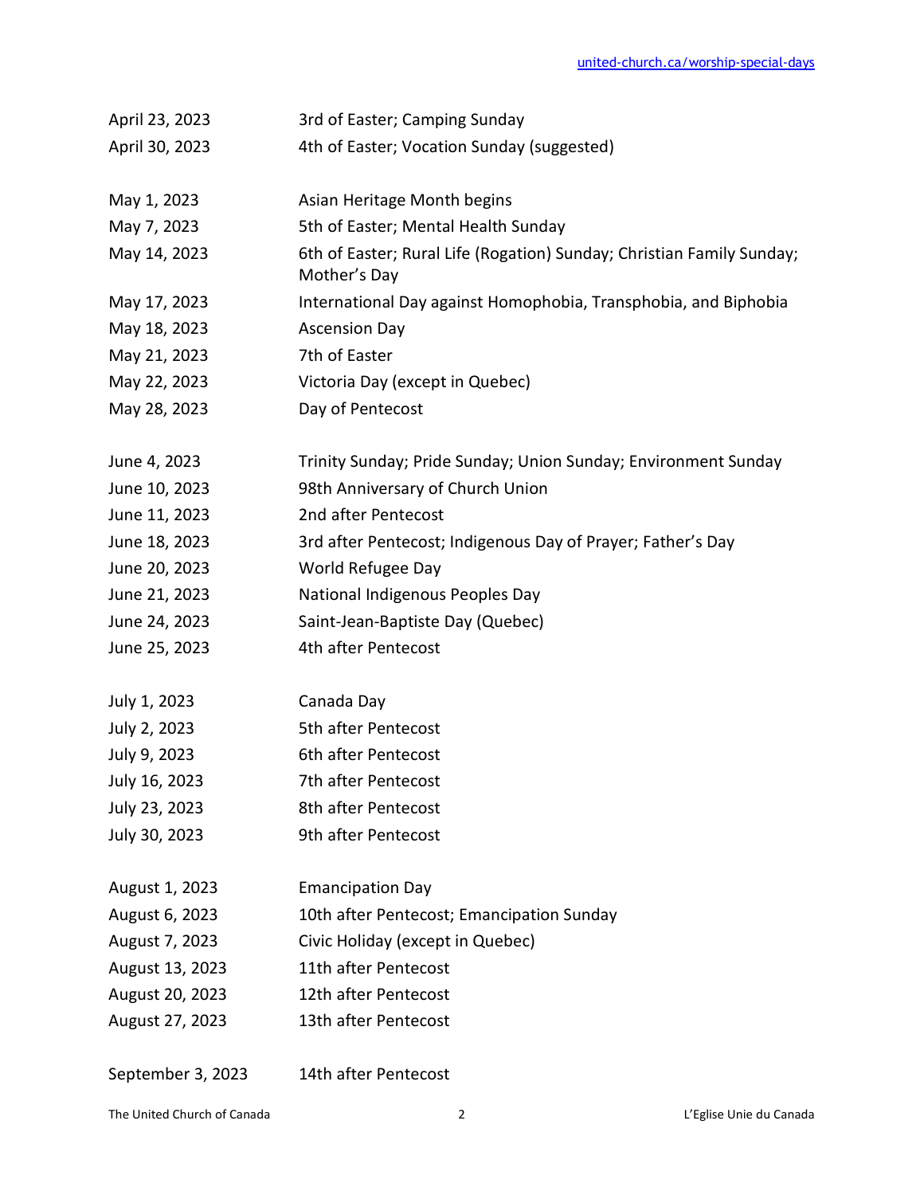| | |
|---|---|
| April 23, 2023 | 3rd of Easter; Camping Sunday |
| April 30, 2023 | 4th of Easter; Vocation Sunday (suggested) |
| May 1, 2023 | Asian Heritage Month begins |
| May 7, 2023 | 5th of Easter; Mental Health Sunday |
| May 14, 2023 | 6th of Easter; Rural Life (Rogation) Sunday; Christian Family Sunday; Mother's Day |
| May 17, 2023 | International Day against Homophobia, Transphobia, and Biphobia |
| May 18, 2023 | Ascension Day |
| May 21, 2023 | 7th of Easter |
| May 22, 2023 | Victoria Day (except in Quebec) |
| May 28, 2023 | Day of Pentecost |
| June 4, 2023 | Trinity Sunday; Pride Sunday; Union Sunday; Environment Sunday |
| June 10, 2023 | 98th Anniversary of Church Union |
| June 11, 2023 | 2nd after Pentecost |
| June 18, 2023 | 3rd after Pentecost; Indigenous Day of Prayer; Father's Day |
| June 20, 2023 | World Refugee Day |
| June 21, 2023 | National Indigenous Peoples Day |
| June 24, 2023 | Saint-Jean-Baptiste Day (Quebec) |
| June 25, 2023 | 4th after Pentecost |
| July 1, 2023 | Canada Day |
| July 2, 2023 | 5th after Pentecost |
| July 9, 2023 | 6th after Pentecost |
| July 16, 2023 | 7th after Pentecost |
| July 23, 2023 | 8th after Pentecost |
| July 30, 2023 | 9th after Pentecost |
| August 1, 2023 | Emancipation Day |
| August 6, 2023 | 10th after Pentecost; Emancipation Sunday |
| August 7, 2023 | Civic Holiday (except in Quebec) |
| August 13, 2023 | 11th after Pentecost |
| August 20, 2023 | 12th after Pentecost |
| August 27, 2023 | 13th after Pentecost |
| September 3, 2023 | 14th after Pentecost |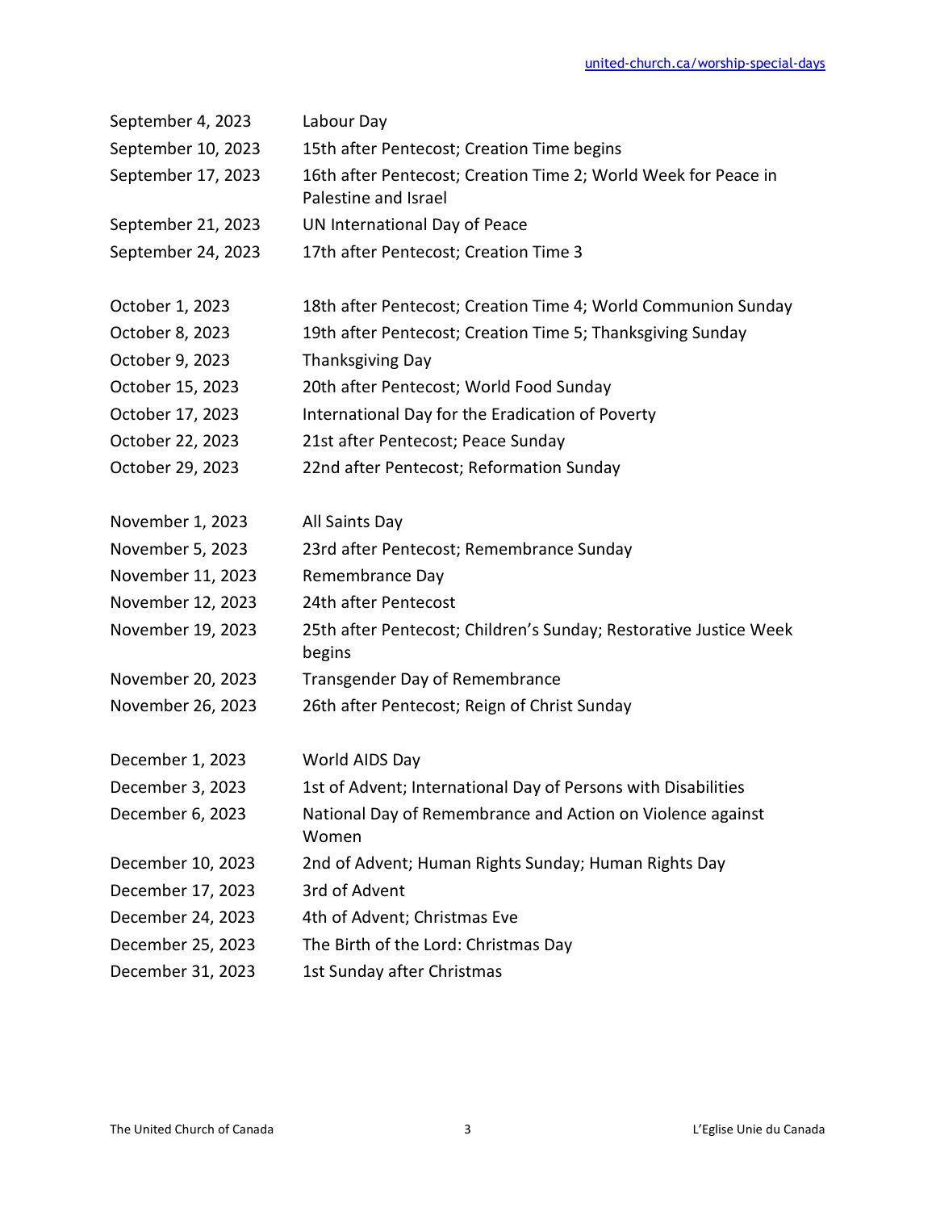| | |
|---|---|
| September 4, 2023 | Labour Day |
| September 10, 2023 | 15th after Pentecost; Creation Time begins |
| September 17, 2023 | 16th after Pentecost; Creation Time 2; World Week for Peace in Palestine and Israel |
| September 21, 2023 | UN International Day of Peace |
| September 24, 2023 | 17th after Pentecost; Creation Time 3 |
| October 1, 2023 | 18th after Pentecost; Creation Time 4; World Communion Sunday |
| October 8, 2023 | 19th after Pentecost; Creation Time 5; Thanksgiving Sunday |
| October 9, 2023 | Thanksgiving Day |
| October 15, 2023 | 20th after Pentecost; World Food Sunday |
| October 17, 2023 | International Day for the Eradication of Poverty |
| October 22, 2023 | 21st after Pentecost; Peace Sunday |
| October 29, 2023 | 22nd after Pentecost; Reformation Sunday |
| November 1, 2023 | All Saints Day |
| November 5, 2023 | 23rd after Pentecost; Remembrance Sunday |
| November 11, 2023 | Remembrance Day |
| November 12, 2023 | 24th after Pentecost |
| November 19, 2023 | 25th after Pentecost; Children's Sunday; Restorative Justice Week begins |
| November 20, 2023 | Transgender Day of Remembrance |
| November 26, 2023 | 26th after Pentecost; Reign of Christ Sunday |
| December 1, 2023 | World AIDS Day |
| December 3, 2023 | 1st of Advent; International Day of Persons with Disabilities |
| December 6, 2023 | National Day of Remembrance and Action on Violence against Women |
| December 10, 2023 | 2nd of Advent; Human Rights Sunday; Human Rights Day |
| December 17, 2023 | 3rd of Advent |
| December 24, 2023 | 4th of Advent; Christmas Eve |
| December 25, 2023 | The Birth of the Lord: Christmas Day |
| December 31, 2023 | 1st Sunday after Christmas |